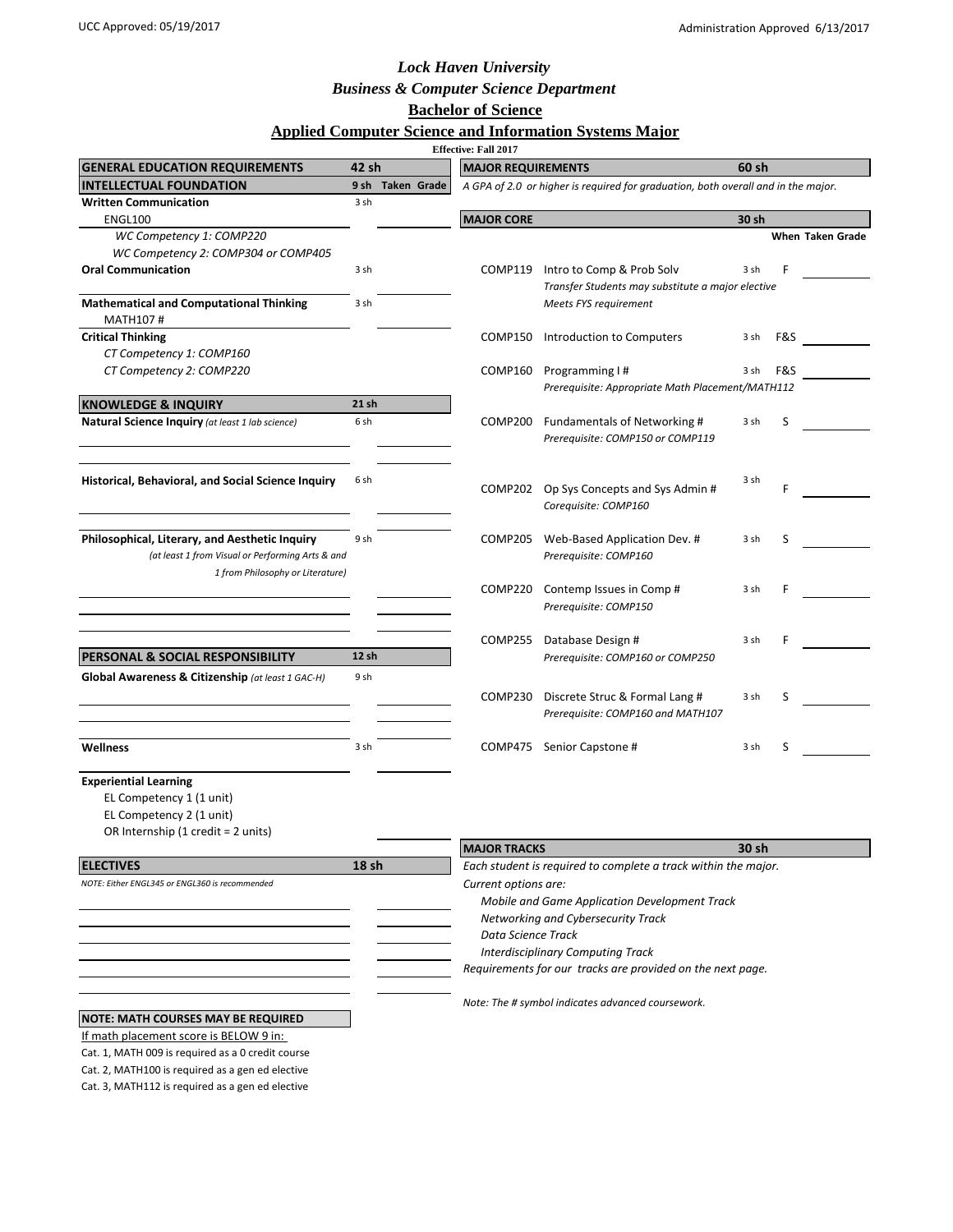UCC Approved: 05/19/2017

Administration Approved 6/13/2017

# Lock Haven University
## Business & Computer Science Department
## Bachelor of Science
## Applied Computer Science and Information Systems Major

**Effective: Fall 2017**

| GENERAL EDUCATION REQUIREMENTS | 42 sh | Taken | Grade |
|---|---|---|---|
| **INTELLECTUAL FOUNDATION** | 9 sh | | |
| **Written Communication** | 3 sh | | |
| ENGL100 | | | |
| *WC Competency 1: COMP220* | | | |
| *WC Competency 2: COMP304 or COMP405* | | | |
| **Oral Communication** | 3 sh | | |
| **Mathematical and Computational Thinking** | 3 sh | | |
| MATH107 # | | | |
| **Critical Thinking** | | | |
| *CT Competency 1: COMP160* | | | |
| *CT Competency 2: COMP220* | | | |
| **KNOWLEDGE & INQUIRY** | 21 sh | | |
| **Natural Science Inquiry** *(at least 1 lab science)* | 6 sh | | |
| **Historical, Behavioral, and Social Science Inquiry** | 6 sh | | |
| **Philosophical, Literary, and Aesthetic Inquiry** *(at least 1 from Visual or Performing Arts & and 1 from Philosophy or Literature)* | 9 sh | | |
| **PERSONAL & SOCIAL RESPONSIBILITY** | 12 sh | | |
| **Global Awareness & Citizenship** *(at least 1 GAC-H)* | 9 sh | | |
| **Wellness** | 3 sh | | |
| **Experiential Learning** | | | |
| EL Competency 1 (1 unit) | | | |
| EL Competency 2 (1 unit) | | | |
| OR Internship (1 credit = 2 units) | | | |

| ELECTIVES | 18 sh |
|---|---|
| *NOTE: Either ENGL345 or ENGL360 is recommended* | |

**NOTE: MATH COURSES MAY BE REQUIRED**

If math placement score is BELOW 9 in:

Cat. 1, MATH 009 is required as a 0 credit course

Cat. 2, MATH100 is required as a gen ed elective

Cat. 3, MATH112 is required as a gen ed elective

**MAJOR REQUIREMENTS** — 60 sh

*A GPA of 2.0 or higher is required for graduation, both overall and in the major.*

| MAJOR CORE | | 30 sh | When | Taken | Grade |
|---|---|---|---|---|---|
| COMP119 | Intro to Comp & Prob Solv<br>*Transfer Students may substitute a major elective*<br>*Meets FYS requirement* | 3 sh | F | | |
| COMP150 | Introduction to Computers | 3 sh | F&S | | |
| COMP160 | Programming I #<br>*Prerequisite: Appropriate Math Placement/MATH112* | 3 sh | F&S | | |
| COMP200 | Fundamentals of Networking #<br>*Prerequisite: COMP150 or COMP119* | 3 sh | S | | |
| COMP202 | Op Sys Concepts and Sys Admin #<br>*Corequisite: COMP160* | 3 sh | F | | |
| COMP205 | Web-Based Application Dev. #<br>*Prerequisite: COMP160* | 3 sh | S | | |
| COMP220 | Contemp Issues in Comp #<br>*Prerequisite: COMP150* | 3 sh | F | | |
| COMP255 | Database Design #<br>*Prerequisite: COMP160 or COMP250* | 3 sh | F | | |
| COMP230 | Discrete Struc & Formal Lang #<br>*Prerequisite: COMP160 and MATH107* | 3 sh | S | | |
| COMP475 | Senior Capstone # | 3 sh | S | | |

**MAJOR TRACKS** — 30 sh

*Each student is required to complete a track within the major.*

*Current options are:*

- *Mobile and Game Application Development Track*
- *Networking and Cybersecurity Track*
- *Data Science Track*
- *Interdisciplinary Computing Track*

*Requirements for our tracks are provided on the next page.*

*Note: The # symbol indicates advanced coursework.*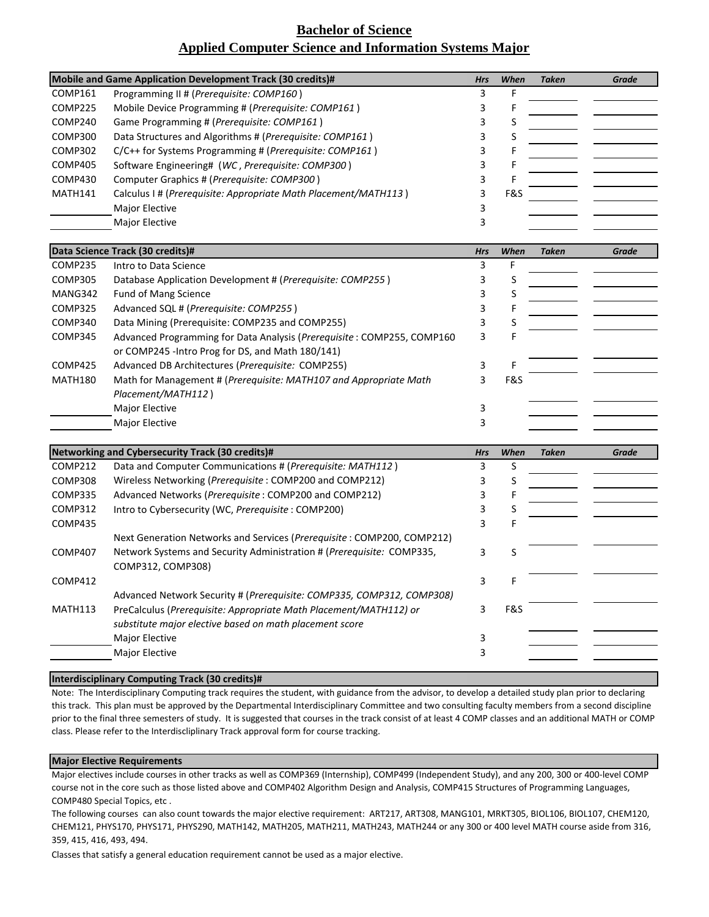# Bachelor of Science

## Applied Computer Science and Information Systems Major

| Mobile and Game Application Development Track (30 credits)# | | Hrs | When | Taken | Grade |
|---|---|---|---|---|---|
| COMP161 | Programming II # (*Prerequisite: COMP160* ) | 3 | F | | |
| COMP225 | Mobile Device Programming # (*Prerequisite: COMP161* ) | 3 | F | | |
| COMP240 | Game Programming # (*Prerequisite: COMP161* ) | 3 | S | | |
| COMP300 | Data Structures and Algorithms # (*Prerequisite: COMP161* ) | 3 | S | | |
| COMP302 | C/C++ for Systems Programming # (*Prerequisite: COMP161* ) | 3 | F | | |
| COMP405 | Software Engineering# (*WC* , *Prerequisite: COMP300* ) | 3 | F | | |
| COMP430 | Computer Graphics # (*Prerequisite: COMP300* ) | 3 | F | | |
| MATH141 | Calculus I # (*Prerequisite: Appropriate Math Placement/MATH113* ) | 3 | F&S | | |
| | Major Elective | 3 | | | |
| | Major Elective | 3 | | | |

| Data Science Track (30 credits)# | | Hrs | When | Taken | Grade |
|---|---|---|---|---|---|
| COMP235 | Intro to Data Science | 3 | F | | |
| COMP305 | Database Application Development # (*Prerequisite: COMP255* ) | 3 | S | | |
| MANG342 | Fund of Mang Science | 3 | S | | |
| COMP325 | Advanced SQL # (*Prerequisite: COMP255* ) | 3 | F | | |
| COMP340 | Data Mining (Prerequisite: COMP235 and COMP255) | 3 | S | | |
| COMP345 | Advanced Programming for Data Analysis (*Prerequisite* : COMP255, COMP160 or COMP245 -Intro Prog for DS, and Math 180/141) | 3 | F | | |
| COMP425 | Advanced DB Architectures (*Prerequisite:* COMP255) | 3 | F | | |
| MATH180 | Math for Management # (*Prerequisite: MATH107 and Appropriate Math Placement/MATH112* ) | 3 | F&S | | |
| | Major Elective | 3 | | | |
| | Major Elective | 3 | | | |

| Networking and Cybersecurity Track (30 credits)# | | Hrs | When | Taken | Grade |
|---|---|---|---|---|---|
| COMP212 | Data and Computer Communications # (*Prerequisite: MATH112* ) | 3 | S | | |
| COMP308 | Wireless Networking (*Prerequisite* : COMP200 and COMP212) | 3 | S | | |
| COMP335 | Advanced Networks (*Prerequisite* : COMP200 and COMP212) | 3 | F | | |
| COMP312 | Intro to Cybersecurity (WC, *Prerequisite* : COMP200) | 3 | S | | |
| COMP435 | Next Generation Networks and Services (*Prerequisite* : COMP200, COMP212) | 3 | F | | |
| COMP407 | Network Systems and Security Administration # (*Prerequisite:* COMP335, COMP312, COMP308) | 3 | S | | |
| COMP412 | Advanced Network Security # (*Prerequisite: COMP335, COMP312, COMP308)* | 3 | F | | |
| MATH113 | PreCalculus (*Prerequisite: Appropriate Math Placement/MATH112) or substitute major elective based on math placement score* | 3 | F&S | | |
| | Major Elective | 3 | | | |
| | Major Elective | 3 | | | |

**Interdisciplinary Computing Track (30 credits)#**

Note: The Interdisciplinary Computing track requires the student, with guidance from the advisor, to develop a detailed study plan prior to declaring this track. This plan must be approved by the Departmental Interdisciplinary Committee and two consulting faculty members from a second discipline prior to the final three semesters of study. It is suggested that courses in the track consist of at least 4 COMP classes and an additional MATH or COMP class. Please refer to the Interdiscliplinary Track approval form for course tracking.

**Major Elective Requirements**

Major electives include courses in other tracks as well as COMP369 (Internship), COMP499 (Independent Study), and any 200, 300 or 400-level COMP course not in the core such as those listed above and COMP402 Algorithm Design and Analysis, COMP415 Structures of Programming Languages, COMP480 Special Topics, etc .

The following courses can also count towards the major elective requirement: ART217, ART308, MANG101, MRKT305, BIOL106, BIOL107, CHEM120, CHEM121, PHYS170, PHYS171, PHYS290, MATH142, MATH205, MATH211, MATH243, MATH244 or any 300 or 400 level MATH course aside from 316, 359, 415, 416, 493, 494.

Classes that satisfy a general education requirement cannot be used as a major elective.